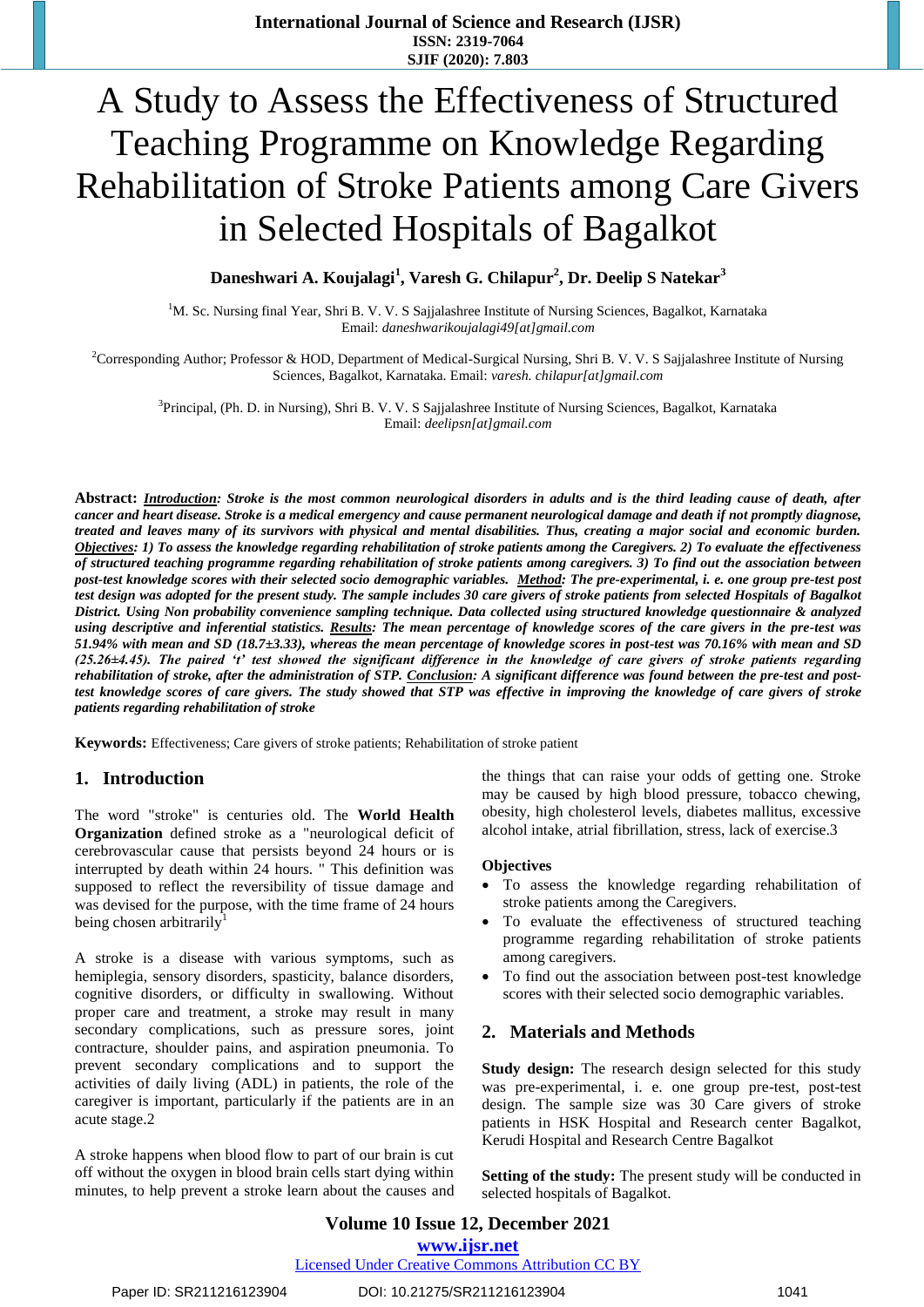# A Study to Assess the Effectiveness of Structured Teaching Programme on Knowledge Regarding Rehabilitation of Stroke Patients among Care Givers in Selected Hospitals of Bagalkot

**Daneshwari A. Koujalagi[1], Varesh G. Chilapur[2], Dr. Deelip S Natekar[3]**

[1]M. Sc. Nursing final Year, Shri B. V. V. S Sajjalashree Institute of Nursing Sciences, Bagalkot, Karnataka
Email: *daneshwarikoujalagi49[at]gmail.com*

[2]Corresponding Author; Professor & HOD, Department of Medical-Surgical Nursing, Shri B. V. V. S Sajjalashree Institute of Nursing Sciences, Bagalkot, Karnataka. Email: *varesh. chilapur[at]gmail.com*

[3]Principal, (Ph. D. in Nursing), Shri B. V. V. S Sajjalashree Institute of Nursing Sciences, Bagalkot, Karnataka
Email: *deelipsn[at]gmail.com*

**Abstract:** ***Introduction**: Stroke is the most common neurological disorders in adults and is the third leading cause of death, after cancer and heart disease. Stroke is a medical emergency and cause permanent neurological damage and death if not promptly diagnose, treated and leaves many of its survivors with physical and mental disabilities. Thus, creating a major social and economic burden. **Objectives**: 1) To assess the knowledge regarding rehabilitation of stroke patients among the Caregivers. 2) To evaluate the effectiveness of structured teaching programme regarding rehabilitation of stroke patients among caregivers. 3) To find out the association between post-test knowledge scores with their selected socio demographic variables. **Method**: The pre-experimental, i. e. one group pre-test post test design was adopted for the present study. The sample includes 30 care givers of stroke patients from selected Hospitals of Bagalkot District. Using Non probability convenience sampling technique. Data collected using structured knowledge questionnaire & analyzed using descriptive and inferential statistics. **Results**: The mean percentage of knowledge scores of the care givers in the pre-test was 51.94% with mean and SD (18.7±3.33), whereas the mean percentage of knowledge scores in post-test was 70.16% with mean and SD (25.26±4.45). The paired 't' test showed the significant difference in the knowledge of care givers of stroke patients regarding rehabilitation of stroke, after the administration of STP. **Conclusion**: A significant difference was found between the pre-test and post-test knowledge scores of care givers. The study showed that STP was effective in improving the knowledge of care givers of stroke patients regarding rehabilitation of stroke*

**Keywords:** Effectiveness; Care givers of stroke patients; Rehabilitation of stroke patient

## 1. Introduction

The word "stroke" is centuries old. The **World Health Organization** defined stroke as a "neurological deficit of cerebrovascular cause that persists beyond 24 hours or is interrupted by death within 24 hours. " This definition was supposed to reflect the reversibility of tissue damage and was devised for the purpose, with the time frame of 24 hours being chosen arbitrarily[1]

A stroke is a disease with various symptoms, such as hemiplegia, sensory disorders, spasticity, balance disorders, cognitive disorders, or difficulty in swallowing. Without proper care and treatment, a stroke may result in many secondary complications, such as pressure sores, joint contracture, shoulder pains, and aspiration pneumonia. To prevent secondary complications and to support the activities of daily living (ADL) in patients, the role of the caregiver is important, particularly if the patients are in an acute stage.2

A stroke happens when blood flow to part of our brain is cut off without the oxygen in blood brain cells start dying within minutes, to help prevent a stroke learn about the causes and the things that can raise your odds of getting one. Stroke may be caused by high blood pressure, tobacco chewing, obesity, high cholesterol levels, diabetes mallitus, excessive alcohol intake, atrial fibrillation, stress, lack of exercise.3

### Objectives

- To assess the knowledge regarding rehabilitation of stroke patients among the Caregivers.
- To evaluate the effectiveness of structured teaching programme regarding rehabilitation of stroke patients among caregivers.
- To find out the association between post-test knowledge scores with their selected socio demographic variables.

## 2. Materials and Methods

**Study design:** The research design selected for this study was pre-experimental, i. e. one group pre-test, post-test design. The sample size was 30 Care givers of stroke patients in HSK Hospital and Research center Bagalkot, Kerudi Hospital and Research Centre Bagalkot

**Setting of the study:** The present study will be conducted in selected hospitals of Bagalkot.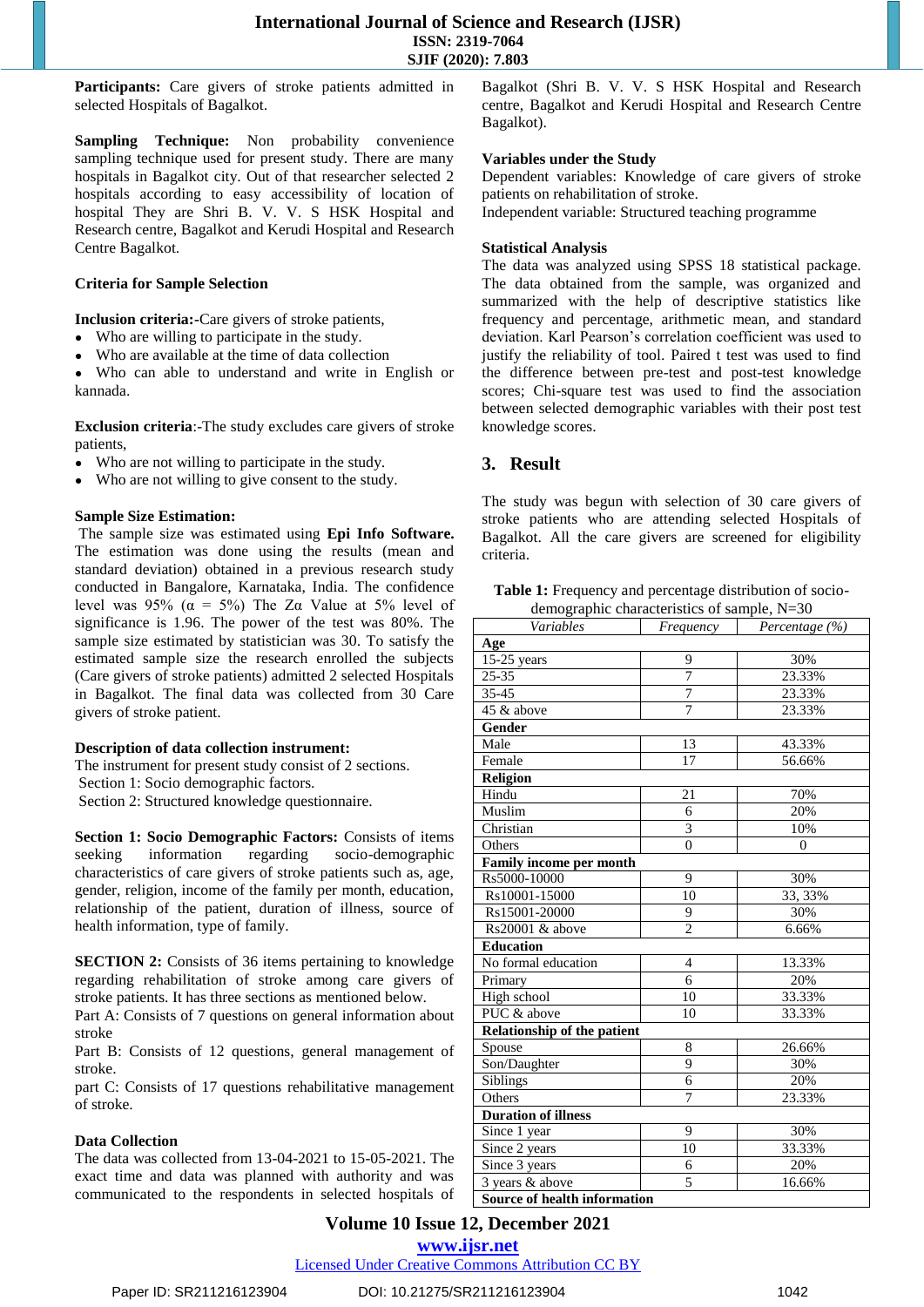**Participants:** Care givers of stroke patients admitted in selected Hospitals of Bagalkot.

**Sampling Technique:** Non probability convenience sampling technique used for present study. There are many hospitals in Bagalkot city. Out of that researcher selected 2 hospitals according to easy accessibility of location of hospital They are Shri B. V. V. S HSK Hospital and Research centre, Bagalkot and Kerudi Hospital and Research Centre Bagalkot.

**Criteria for Sample Selection**

**Inclusion criteria:**-Care givers of stroke patients,

- Who are willing to participate in the study.
- Who are available at the time of data collection
- Who can able to understand and write in English or kannada.

**Exclusion criteria**:-The study excludes care givers of stroke patients,

- Who are not willing to participate in the study.
- Who are not willing to give consent to the study.

**Sample Size Estimation:**

The sample size was estimated using **Epi Info Software.** The estimation was done using the results (mean and standard deviation) obtained in a previous research study conducted in Bangalore, Karnataka, India. The confidence level was 95% ($\alpha$ = 5%) The $Z\alpha$ Value at 5% level of significance is 1.96. The power of the test was 80%. The sample size estimated by statistician was 30. To satisfy the estimated sample size the research enrolled the subjects (Care givers of stroke patients) admitted 2 selected Hospitals in Bagalkot. The final data was collected from 30 Care givers of stroke patient.

**Description of data collection instrument:**

The instrument for present study consist of 2 sections.
Section 1: Socio demographic factors.
Section 2: Structured knowledge questionnaire.

**Section 1: Socio Demographic Factors:** Consists of items seeking information regarding socio-demographic characteristics of care givers of stroke patients such as, age, gender, religion, income of the family per month, education, relationship of the patient, duration of illness, source of health information, type of family.

**SECTION 2:** Consists of 36 items pertaining to knowledge regarding rehabilitation of stroke among care givers of stroke patients. It has three sections as mentioned below.
Part A: Consists of 7 questions on general information about stroke
Part B: Consists of 12 questions, general management of stroke.
part C: Consists of 17 questions rehabilitative management of stroke.

**Data Collection**

The data was collected from 13-04-2021 to 15-05-2021. The exact time and data was planned with authority and was communicated to the respondents in selected hospitals of Bagalkot (Shri B. V. V. S HSK Hospital and Research centre, Bagalkot and Kerudi Hospital and Research Centre Bagalkot).

**Variables under the Study**

Dependent variables: Knowledge of care givers of stroke patients on rehabilitation of stroke.
Independent variable: Structured teaching programme

**Statistical Analysis**

The data was analyzed using SPSS 18 statistical package. The data obtained from the sample, was organized and summarized with the help of descriptive statistics like frequency and percentage, arithmetic mean, and standard deviation. Karl Pearson's correlation coefficient was used to justify the reliability of tool. Paired t test was used to find the difference between pre-test and post-test knowledge scores; Chi-square test was used to find the association between selected demographic variables with their post test knowledge scores.

## 3. Result

The study was begun with selection of 30 care givers of stroke patients who are attending selected Hospitals of Bagalkot. All the care givers are screened for eligibility criteria.

**Table 1:** Frequency and percentage distribution of socio-demographic characteristics of sample, N=30

| *Variables* | *Frequency* | *Percentage (%)* |
|---|---|---|
| **Age** | | |
| 15-25 years | 9 | 30% |
| 25-35 | 7 | 23.33% |
| 35-45 | 7 | 23.33% |
| 45 & above | 7 | 23.33% |
| **Gender** | | |
| Male | 13 | 43.33% |
| Female | 17 | 56.66% |
| **Religion** | | |
| Hindu | 21 | 70% |
| Muslim | 6 | 20% |
| Christian | 3 | 10% |
| Others | 0 | 0 |
| **Family income per month** | | |
| Rs5000-10000 | 9 | 30% |
| Rs10001-15000 | 10 | 33, 33% |
| Rs15001-20000 | 9 | 30% |
| Rs20001 & above | 2 | 6.66% |
| **Education** | | |
| No formal education | 4 | 13.33% |
| Primary | 6 | 20% |
| High school | 10 | 33.33% |
| PUC & above | 10 | 33.33% |
| **Relationship of the patient** | | |
| Spouse | 8 | 26.66% |
| Son/Daughter | 9 | 30% |
| Siblings | 6 | 20% |
| Others | 7 | 23.33% |
| **Duration of illness** | | |
| Since 1 year | 9 | 30% |
| Since 2 years | 10 | 33.33% |
| Since 3 years | 6 | 20% |
| 3 years & above | 5 | 16.66% |
| **Source of health information** | | |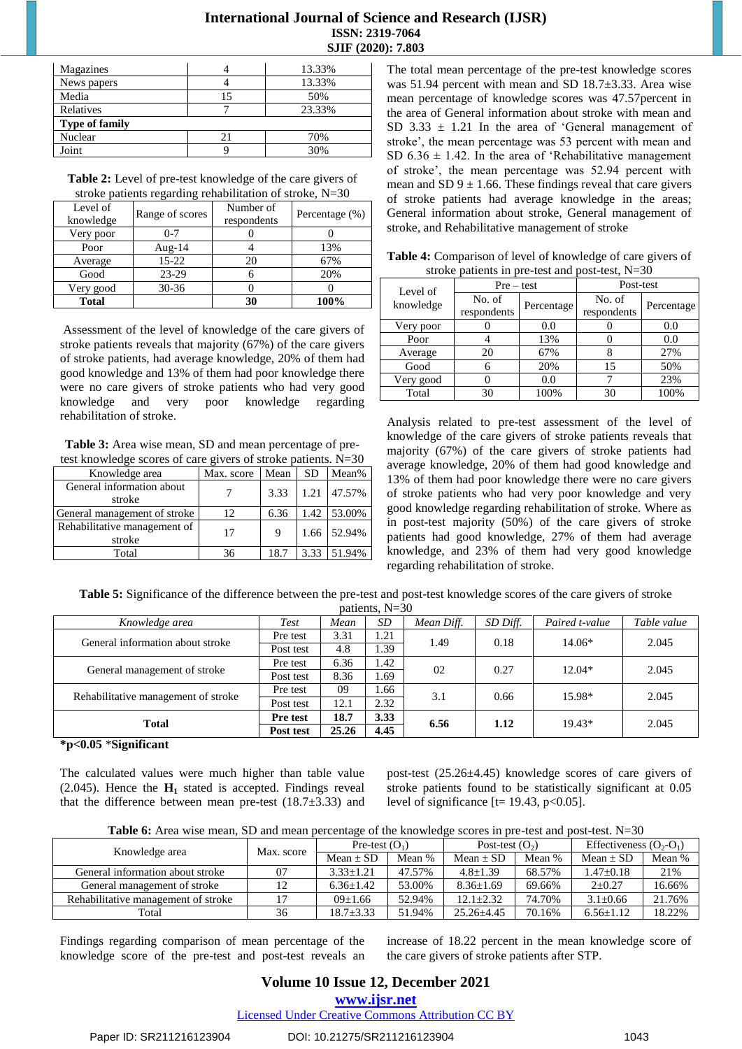| Magazines | 4 | 13.33% |
|---|---|---|
| News papers | 4 | 13.33% |
| Media | 15 | 50% |
| Relatives | 7 | 23.33% |
| **Type of family** | | |
| Nuclear | 21 | 70% |
| Joint | 9 | 30% |

**Table 2:** Level of pre-test knowledge of the care givers of stroke patients regarding rehabilitation of stroke, N=30

| Level of knowledge | Range of scores | Number of respondents | Percentage (%) |
|---|---|---|---|
| Very poor | 0-7 | 0 | 0 |
| Poor | Aug-14 | 4 | 13% |
| Average | 15-22 | 20 | 67% |
| Good | 23-29 | 6 | 20% |
| Very good | 30-36 | 0 | 0 |
| **Total** | | **30** | **100%** |

Assessment of the level of knowledge of the care givers of stroke patients reveals that majority (67%) of the care givers of stroke patients, had average knowledge, 20% of them had good knowledge and 13% of them had poor knowledge there were no care givers of stroke patients who had very good knowledge and very poor knowledge regarding rehabilitation of stroke.

**Table 3:** Area wise mean, SD and mean percentage of pre-test knowledge scores of care givers of stroke patients. N=30

| Knowledge area | Max. score | Mean | SD | Mean% |
|---|---|---|---|---|
| General information about stroke | 7 | 3.33 | 1.21 | 47.57% |
| General management of stroke | 12 | 6.36 | 1.42 | 53.00% |
| Rehabilitative management of stroke | 17 | 9 | 1.66 | 52.94% |
| Total | 36 | 18.7 | 3.33 | 51.94% |

The total mean percentage of the pre-test knowledge scores was 51.94 percent with mean and SD 18.7±3.33. Area wise mean percentage of knowledge scores was 47.57percent in the area of General information about stroke with mean and SD 3.33 ± 1.21 In the area of 'General management of stroke', the mean percentage was 53 percent with mean and SD 6.36 ± 1.42. In the area of 'Rehabilitative management of stroke', the mean percentage was 52.94 percent with mean and SD 9 ± 1.66. These findings reveal that care givers of stroke patients had average knowledge in the areas; General information about stroke, General management of stroke, and Rehabilitative management of stroke

**Table 4:** Comparison of level of knowledge of care givers of stroke patients in pre-test and post-test, N=30

| Level of knowledge | Pre – test | | Post-test | |
|---|---|---|---|---|
| | No. of respondents | Percentage | No. of respondents | Percentage |
| Very poor | 0 | 0.0 | 0 | 0.0 |
| Poor | 4 | 13% | 0 | 0.0 |
| Average | 20 | 67% | 8 | 27% |
| Good | 6 | 20% | 15 | 50% |
| Very good | 0 | 0.0 | 7 | 23% |
| Total | 30 | 100% | 30 | 100% |

Analysis related to pre-test assessment of the level of knowledge of the care givers of stroke patients reveals that majority (67%) of the care givers of stroke patients had average knowledge, 20% of them had good knowledge and 13% of them had poor knowledge there were no care givers of stroke patients who had very poor knowledge and very good knowledge regarding rehabilitation of stroke. Where as in post-test majority (50%) of the care givers of stroke patients had good knowledge, 27% of them had average knowledge, and 23% of them had very good knowledge regarding rehabilitation of stroke.

**Table 5:** Significance of the difference between the pre-test and post-test knowledge scores of the care givers of stroke patients, N=30

| *Knowledge area* | *Test* | *Mean* | *SD* | *Mean Diff.* | *SD Diff.* | *Paired t-value* | *Table value* |
|---|---|---|---|---|---|---|---|
| General information about stroke | Pre test | 3.31 | 1.21 | 1.49 | 0.18 | 14.06* | 2.045 |
| | Post test | 4.8 | 1.39 | | | | |
| General management of stroke | Pre test | 6.36 | 1.42 | 02 | 0.27 | 12.04* | 2.045 |
| | Post test | 8.36 | 1.69 | | | | |
| Rehabilitative management of stroke | Pre test | 09 | 1.66 | 3.1 | 0.66 | 15.98* | 2.045 |
| | Post test | 12.1 | 2.32 | | | | |
| **Total** | **Pre test** | **18.7** | **3.33** | **6.56** | **1.12** | 19.43* | 2.045 |
| | **Post test** | **25.26** | **4.45** | | | | |

**\*p<0.05** \***Significant**

The calculated values were much higher than table value (2.045). Hence the $\mathbf{H_1}$ stated is accepted. Findings reveal that the difference between mean pre-test (18.7±3.33) and post-test (25.26±4.45) knowledge scores of care givers of stroke patients found to be statistically significant at 0.05 level of significance [t= 19.43, p<0.05].

**Table 6:** Area wise mean, SD and mean percentage of the knowledge scores in pre-test and post-test. N=30

| Knowledge area | Max. score | Pre-test ($O_1$) | | Post-test ($O_2$) | | Effectiveness ($O_2$-$O_1$) | |
|---|---|---|---|---|---|---|---|
| | | Mean ± SD | Mean % | Mean ± SD | Mean % | Mean ± SD | Mean % |
| General information about stroke | 07 | 3.33±1.21 | 47.57% | 4.8±1.39 | 68.57% | 1.47±0.18 | 21% |
| General management of stroke | 12 | 6.36±1.42 | 53.00% | 8.36±1.69 | 69.66% | 2±0.27 | 16.66% |
| Rehabilitative management of stroke | 17 | 09±1.66 | 52.94% | 12.1±2.32 | 74.70% | 3.1±0.66 | 21.76% |
| Total | 36 | 18.7±3.33 | 51.94% | 25.26±4.45 | 70.16% | 6.56±1.12 | 18.22% |

Findings regarding comparison of mean percentage of the knowledge score of the pre-test and post-test reveals an increase of 18.22 percent in the mean knowledge score of the care givers of stroke patients after STP.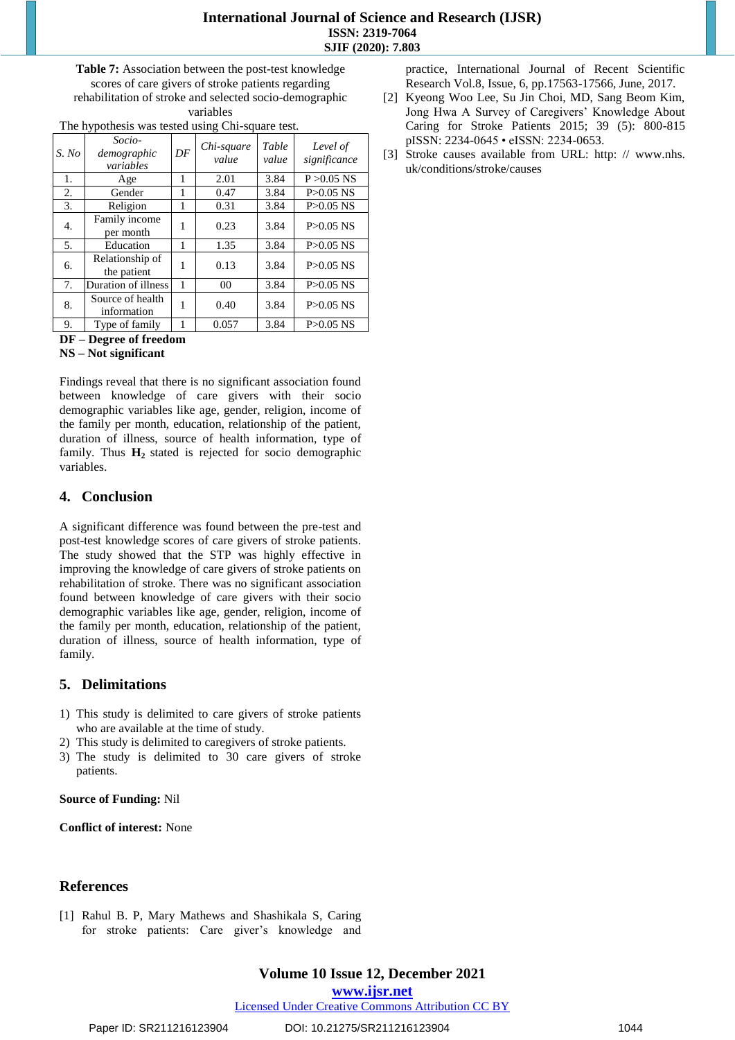**Table 7:** Association between the post-test knowledge scores of care givers of stroke patients regarding rehabilitation of stroke and selected socio-demographic variables

The hypothesis was tested using Chi-square test.

| *S. No* | *Socio-demographic variables* | *DF* | *Chi-square value* | *Table value* | *Level of significance* |
|---|---|---|---|---|---|
| 1. | Age | 1 | 2.01 | 3.84 | P >0.05 NS |
| 2. | Gender | 1 | 0.47 | 3.84 | P>0.05 NS |
| 3. | Religion | 1 | 0.31 | 3.84 | P>0.05 NS |
| 4. | Family income per month | 1 | 0.23 | 3.84 | P>0.05 NS |
| 5. | Education | 1 | 1.35 | 3.84 | P>0.05 NS |
| 6. | Relationship of the patient | 1 | 0.13 | 3.84 | P>0.05 NS |
| 7. | Duration of illness | 1 | 00 | 3.84 | P>0.05 NS |
| 8. | Source of health information | 1 | 0.40 | 3.84 | P>0.05 NS |
| 9. | Type of family | 1 | 0.057 | 3.84 | P>0.05 NS |

**DF – Degree of freedom**
**NS – Not significant**

Findings reveal that there is no significant association found between knowledge of care givers with their socio demographic variables like age, gender, religion, income of the family per month, education, relationship of the patient, duration of illness, source of health information, type of family. Thus $\mathbf{H_2}$ stated is rejected for socio demographic variables.

## 4. Conclusion

A significant difference was found between the pre-test and post-test knowledge scores of care givers of stroke patients. The study showed that the STP was highly effective in improving the knowledge of care givers of stroke patients on rehabilitation of stroke. There was no significant association found between knowledge of care givers with their socio demographic variables like age, gender, religion, income of the family per month, education, relationship of the patient, duration of illness, source of health information, type of family.

## 5. Delimitations

1) This study is delimited to care givers of stroke patients who are available at the time of study.
2) This study is delimited to caregivers of stroke patients.
3) The study is delimited to 30 care givers of stroke patients.

**Source of Funding:** Nil

**Conflict of interest:** None

## References

[1] Rahul B. P, Mary Mathews and Shashikala S, Caring for stroke patients: Care giver's knowledge and practice, International Journal of Recent Scientific Research Vol.8, Issue, 6, pp.17563-17566, June, 2017.

[2] Kyeong Woo Lee, Su Jin Choi, MD, Sang Beom Kim, Jong Hwa A Survey of Caregivers' Knowledge About Caring for Stroke Patients 2015; 39 (5): 800-815 pISSN: 2234-0645 • eISSN: 2234-0653.

[3] Stroke causes available from URL: http: // www.nhs. uk/conditions/stroke/causes